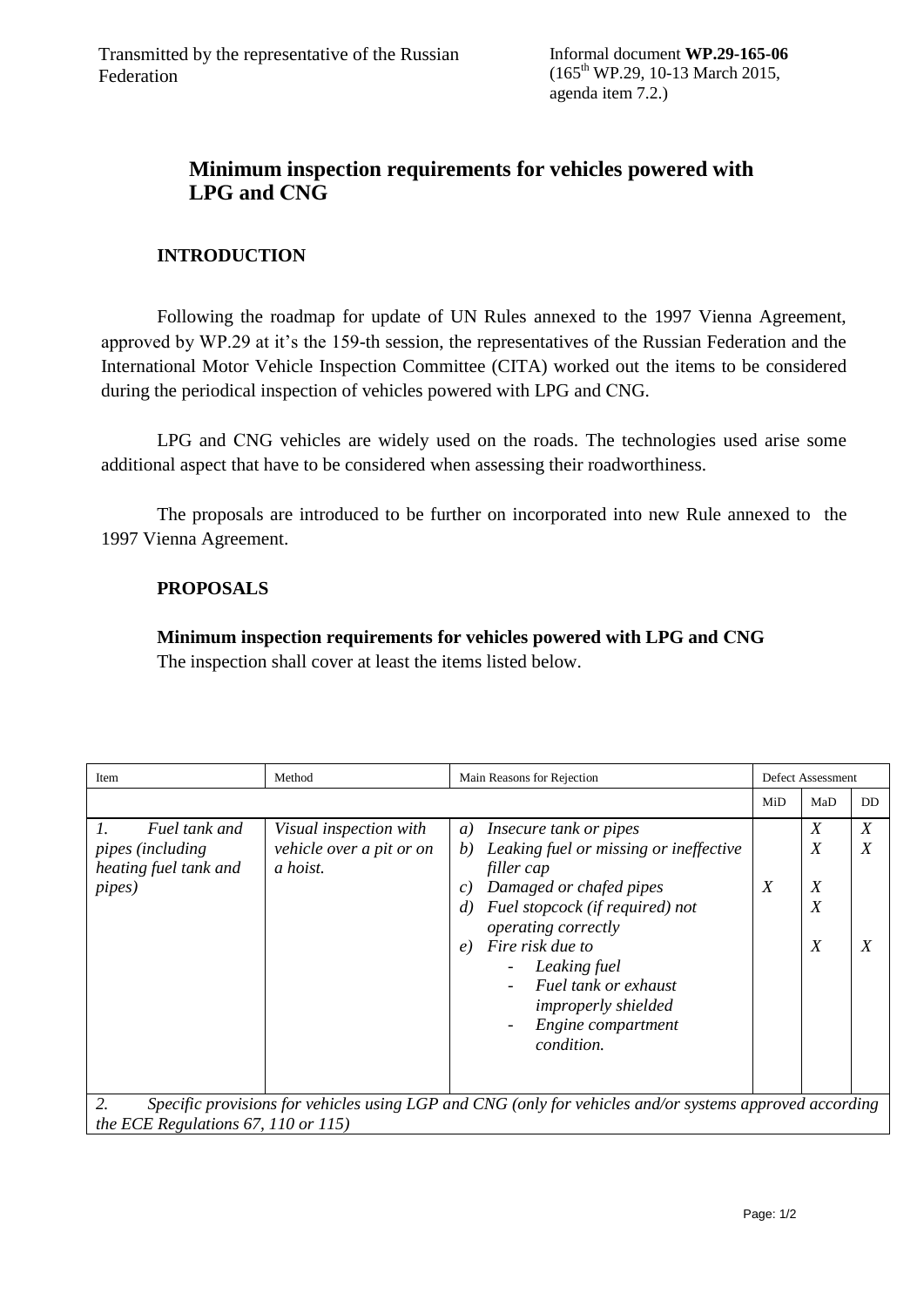Transmitted by the representative of the Russian Federation

Informal document **WP.29-165-06**
(165[th] WP.29, 10-13 March 2015, agenda item 7.2.)

# Minimum inspection requirements for vehicles powered with LPG and CNG

## INTRODUCTION

Following the roadmap for update of UN Rules annexed to the 1997 Vienna Agreement, approved by WP.29 at it's the 159-th session, the representatives of the Russian Federation and the International Motor Vehicle Inspection Committee (CITA) worked out the items to be considered during the periodical inspection of vehicles powered with LPG and CNG.

LPG and CNG vehicles are widely used on the roads. The technologies used arise some additional aspect that have to be considered when assessing their roadworthiness.

The proposals are introduced to be further on incorporated into new Rule annexed to the 1997 Vienna Agreement.

## PROPOSALS

**Minimum inspection requirements for vehicles powered with LPG and CNG**

The inspection shall cover at least the items listed below.

| Item | Method | Main Reasons for Rejection | Defect Assessment | | |
|---|---|---|---|---|---|
| | | | MiD | MaD | DD |
| *1. Fuel tank and pipes (including heating fuel tank and pipes)* | *Visual inspection with vehicle over a pit or on a hoist.* | *a) Insecure tank or pipes* | | *X* | *X* |
| | | *b) Leaking fuel or missing or ineffective filler cap* | | *X* | *X* |
| | | *c) Damaged or chafed pipes* | *X* | *X* | |
| | | *d) Fuel stopcock (if required) not operating correctly* | | *X* | |
| | | *e) Fire risk due to<br>- Leaking fuel<br>- Fuel tank or exhaust improperly shielded<br>- Engine compartment condition.* | | *X* | *X* |
| *2. Specific provisions for vehicles using LGP and CNG (only for vehicles and/or systems approved according the ECE Regulations 67, 110 or 115)* | | | | | |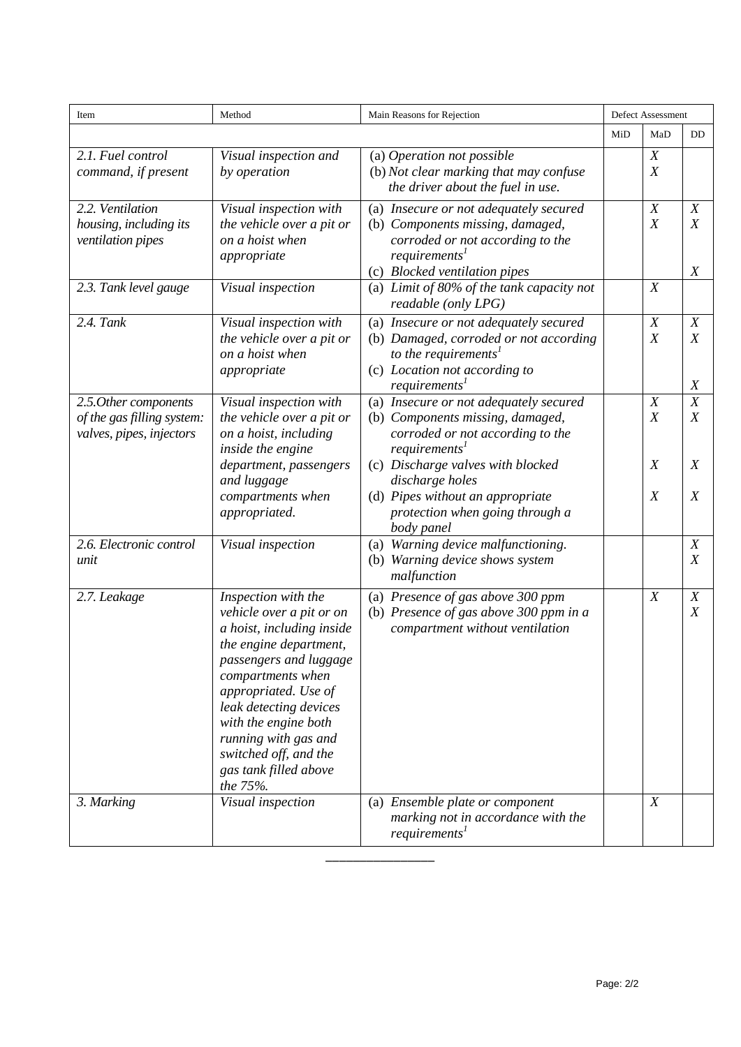| Item | Method | Main Reasons for Rejection | Defect Assessment | | |
|---|---|---|---|---|---|
| | | | MiD | MaD | DD |
| *2.1. Fuel control command, if present* | *Visual inspection and by operation* | (a) *Operation not possible*<br>(b) *Not clear marking that may confuse the driver about the fuel in use.* | | *X*<br>*X* | |
| *2.2. Ventilation housing, including its ventilation pipes* | *Visual inspection with the vehicle over a pit or on a hoist when appropriate* | (a) *Insecure or not adequately secured*<br>(b) *Components missing, damaged, corroded or not according to the requirements*[1]<br>(c) *Blocked ventilation pipes* | | *X*<br>*X* | *X*<br>*X*<br><br>*X* |
| *2.3. Tank level gauge* | *Visual inspection* | (a) *Limit of 80% of the tank capacity not readable (only LPG)* | | *X* | |
| *2.4. Tank* | *Visual inspection with the vehicle over a pit or on a hoist when appropriate* | (a) *Insecure or not adequately secured*<br>(b) *Damaged, corroded or not according to the requirements*[1]<br>(c) *Location not according to requirements*[1] | | *X*<br>*X* | *X*<br>*X*<br><br>*X* |
| *2.5.Other components of the gas filling system: valves, pipes, injectors* | *Visual inspection with the vehicle over a pit or on a hoist, including inside the engine department, passengers and luggage compartments when appropriated.* | (a) *Insecure or not adequately secured*<br>(b) *Components missing, damaged, corroded or not according to the requirements*[1]<br>(c) *Discharge valves with blocked discharge holes*<br>(d) *Pipes without an appropriate protection when going through a body panel* | | *X*<br>*X*<br><br>*X*<br><br>*X* | *X*<br>*X*<br><br>*X*<br><br>*X* |
| *2.6. Electronic control unit* | *Visual inspection* | (a) *Warning device malfunctioning.*<br>(b) *Warning device shows system malfunction* | | | *X*<br>*X* |
| *2.7. Leakage* | *Inspection with the vehicle over a pit or on a hoist, including inside the engine department, passengers and luggage compartments when appropriated. Use of leak detecting devices with the engine both running with gas and switched off, and the gas tank filled above the 75%.* | (a) *Presence of gas above 300 ppm*<br>(b) *Presence of gas above 300 ppm in a compartment without ventilation* | | *X* | *X*<br>*X* |
| *3. Marking* | *Visual inspection* | (a) *Ensemble plate or component marking not in accordance with the requirements*[1] | | *X* | |

________________